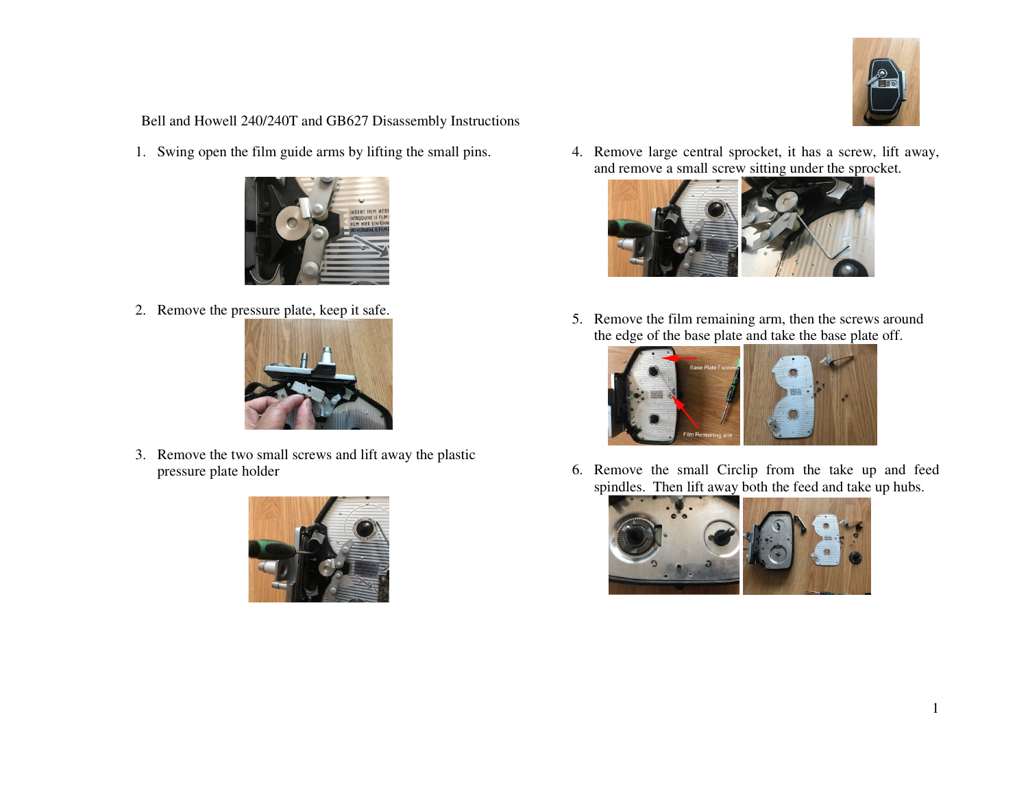# Bell and Howell 240/240T and GB627 Disassembly Instructions

1. Swing open the film guide arms by lifting the small pins.

2. Remove the pressure plate, keep it safe.

3. Remove the two small screws and lift away the plastic pressure plate holder

4. Remove large central sprocket, it has a screw, lift away, and remove a small screw sitting under the sprocket.

5. Remove the film remaining arm, then the screws around the edge of the base plate and take the base plate off.

6. Remove the small Circlip from the take up and feed spindles. Then lift away both the feed and take up hubs.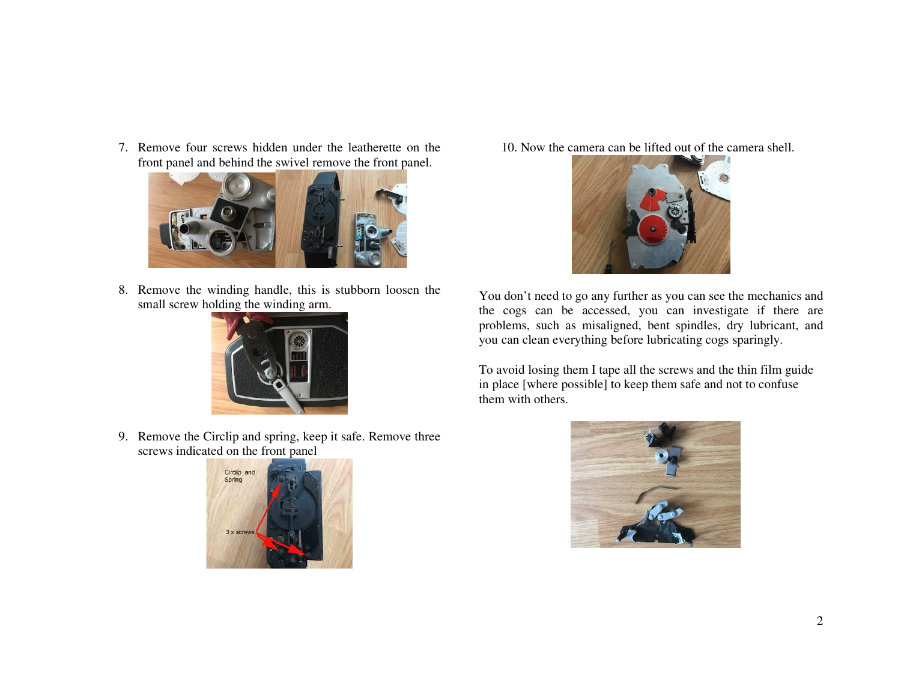7. Remove four screws hidden under the leatherette on the front panel and behind the swivel remove the front panel.

8. Remove the winding handle, this is stubborn loosen the small screw holding the winding arm.

9. Remove the Circlip and spring, keep it safe. Remove three screws indicated on the front panel

10. Now the camera can be lifted out of the camera shell.

You don't need to go any further as you can see the mechanics and the cogs can be accessed, you can investigate if there are problems, such as misaligned, bent spindles, dry lubricant, and you can clean everything before lubricating cogs sparingly.

To avoid losing them I tape all the screws and the thin film guide in place [where possible] to keep them safe and not to confuse them with others.